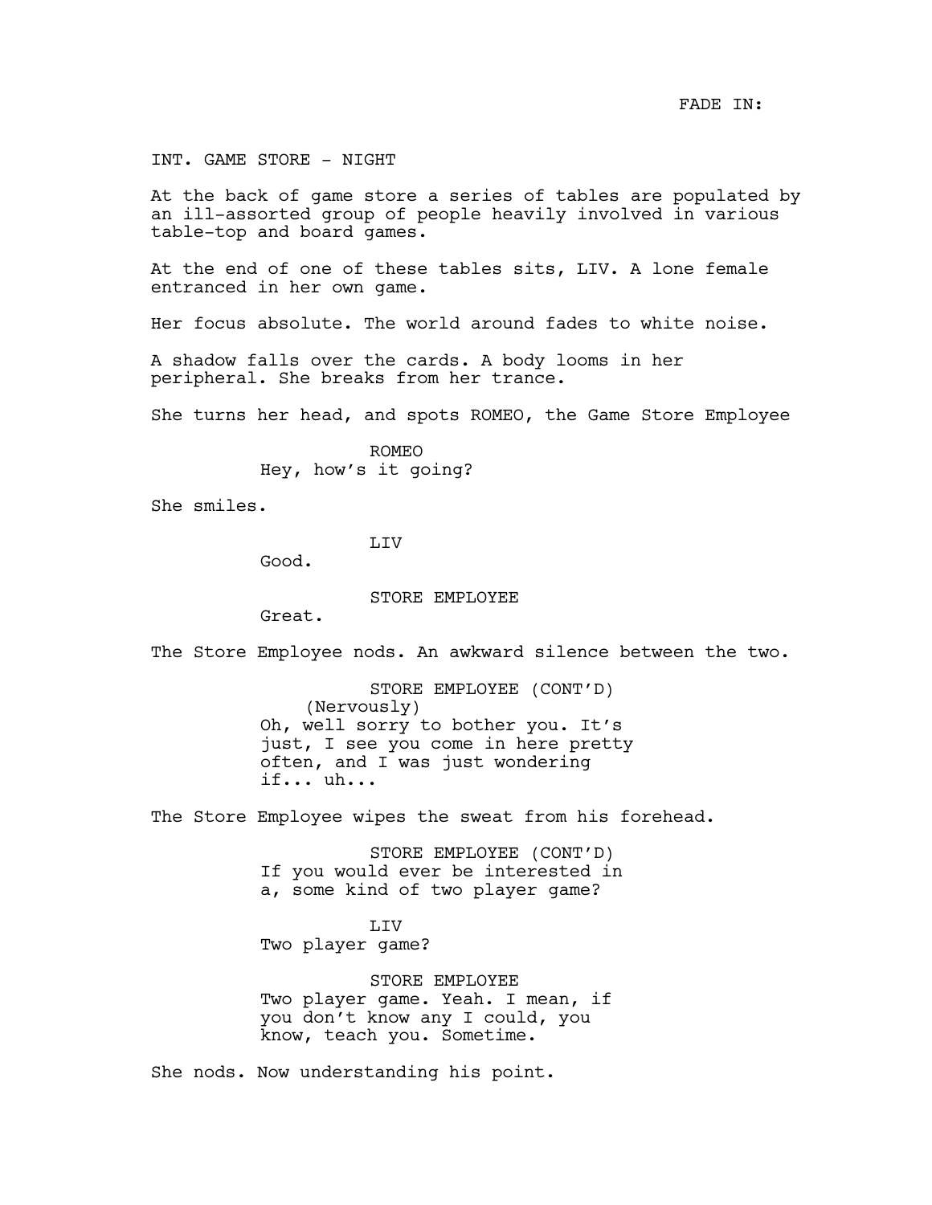FADE IN:

INT. GAME STORE - NIGHT

At the back of game store a series of tables are populated by an ill-assorted group of people heavily involved in various table-top and board games.

At the end of one of these tables sits, LIV. A lone female entranced in her own game.

Her focus absolute. The world around fades to white noise.

A shadow falls over the cards. A body looms in her peripheral. She breaks from her trance.

She turns her head, and spots ROMEO, the Game Store Employee

ROMEO
Hey, how's it going?

She smiles.

LIV
Good.

STORE EMPLOYEE
Great.

The Store Employee nods. An awkward silence between the two.

STORE EMPLOYEE (CONT'D)
(Nervously)
Oh, well sorry to bother you. It's just, I see you come in here pretty often, and I was just wondering if... uh...

The Store Employee wipes the sweat from his forehead.

STORE EMPLOYEE (CONT'D)
If you would ever be interested in a, some kind of two player game?

LIV
Two player game?

STORE EMPLOYEE
Two player game. Yeah. I mean, if you don't know any I could, you know, teach you. Sometime.

She nods. Now understanding his point.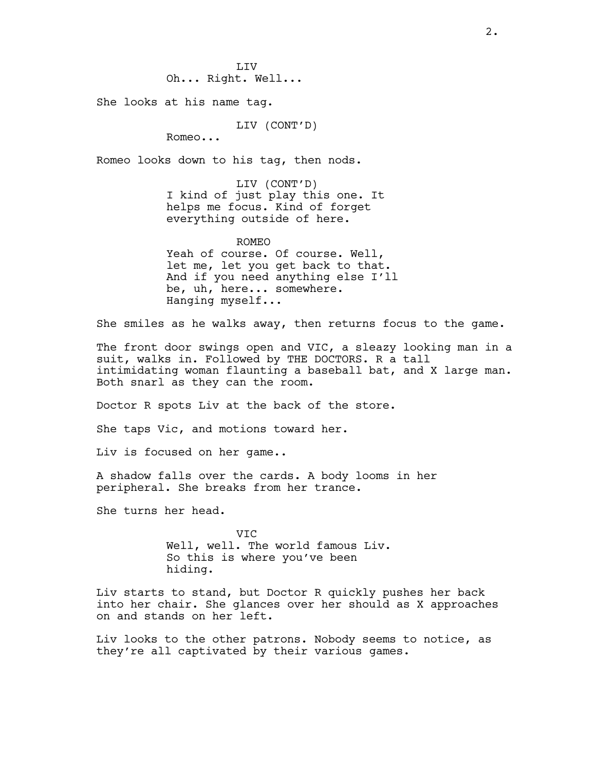LIV
Oh... Right. Well...

She looks at his name tag.

LIV (CONT'D)
Romeo...

Romeo looks down to his tag, then nods.

LIV (CONT'D)
I kind of just play this one. It helps me focus. Kind of forget everything outside of here.

ROMEO
Yeah of course. Of course. Well, let me, let you get back to that. And if you need anything else I'll be, uh, here... somewhere. Hanging myself...

She smiles as he walks away, then returns focus to the game.

The front door swings open and VIC, a sleazy looking man in a suit, walks in. Followed by THE DOCTORS. R a tall intimidating woman flaunting a baseball bat, and X large man. Both snarl as they can the room.

Doctor R spots Liv at the back of the store.

She taps Vic, and motions toward her.

Liv is focused on her game..

A shadow falls over the cards. A body looms in her peripheral. She breaks from her trance.

She turns her head.

VIC
Well, well. The world famous Liv. So this is where you've been hiding.

Liv starts to stand, but Doctor R quickly pushes her back into her chair. She glances over her should as X approaches on and stands on her left.

Liv looks to the other patrons. Nobody seems to notice, as they're all captivated by their various games.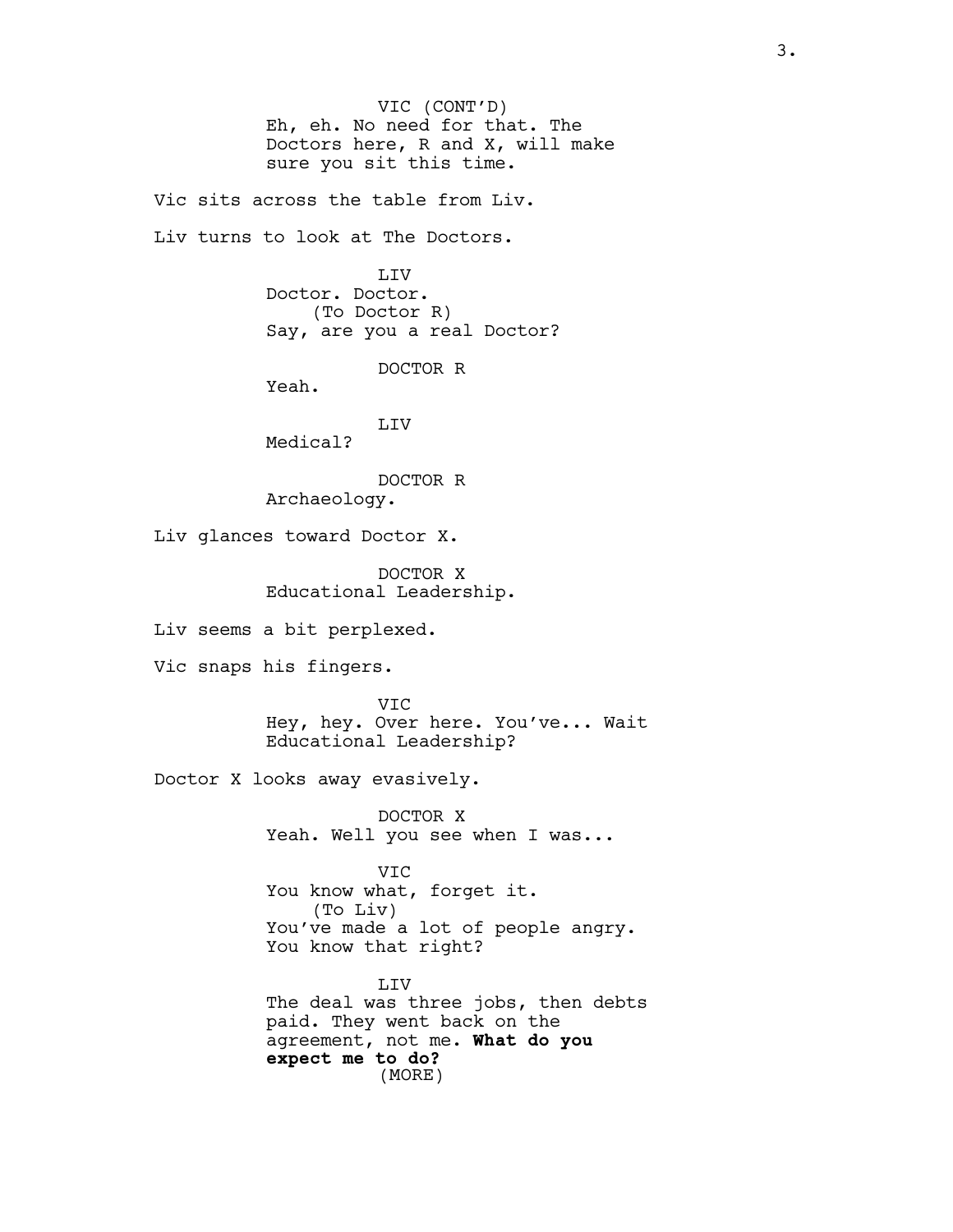VIC (CONT'D)
Eh, eh. No need for that. The Doctors here, R and X, will make sure you sit this time.

Vic sits across the table from Liv.

Liv turns to look at The Doctors.

LIV
Doctor. Doctor.
(To Doctor R)
Say, are you a real Doctor?

DOCTOR R
Yeah.

LIV
Medical?

DOCTOR R
Archaeology.

Liv glances toward Doctor X.

DOCTOR X
Educational Leadership.

Liv seems a bit perplexed.

Vic snaps his fingers.

VIC
Hey, hey. Over here. You've... Wait Educational Leadership?

Doctor X looks away evasively.

DOCTOR X
Yeah. Well you see when I was...

VIC
You know what, forget it.
(To Liv)
You've made a lot of people angry. You know that right?

LIV
The deal was three jobs, then debts paid. They went back on the agreement, not me. **What do you expect me to do?**
(MORE)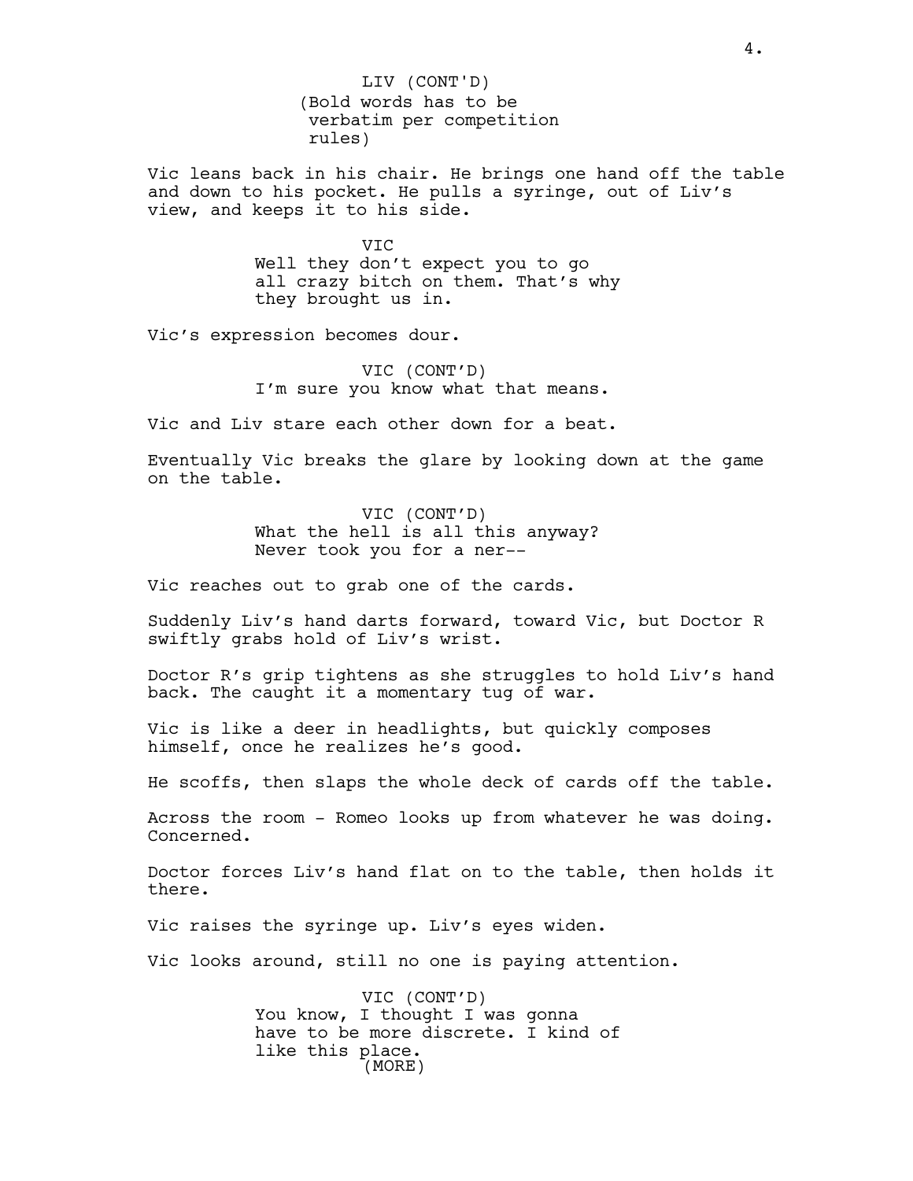LIV (CONT'D)
(Bold words has to be verbatim per competition rules)

Vic leans back in his chair. He brings one hand off the table and down to his pocket. He pulls a syringe, out of Liv's view, and keeps it to his side.

VIC
Well they don't expect you to go all crazy bitch on them. That's why they brought us in.

Vic's expression becomes dour.

VIC (CONT'D)
I'm sure you know what that means.

Vic and Liv stare each other down for a beat.

Eventually Vic breaks the glare by looking down at the game on the table.

VIC (CONT'D)
What the hell is all this anyway? Never took you for a ner--

Vic reaches out to grab one of the cards.

Suddenly Liv's hand darts forward, toward Vic, but Doctor R swiftly grabs hold of Liv's wrist.

Doctor R's grip tightens as she struggles to hold Liv's hand back. The caught it a momentary tug of war.

Vic is like a deer in headlights, but quickly composes himself, once he realizes he's good.

He scoffs, then slaps the whole deck of cards off the table.

Across the room - Romeo looks up from whatever he was doing. Concerned.

Doctor forces Liv's hand flat on to the table, then holds it there.

Vic raises the syringe up. Liv's eyes widen.

Vic looks around, still no one is paying attention.

VIC (CONT'D)
You know, I thought I was gonna have to be more discrete. I kind of like this place.
(MORE)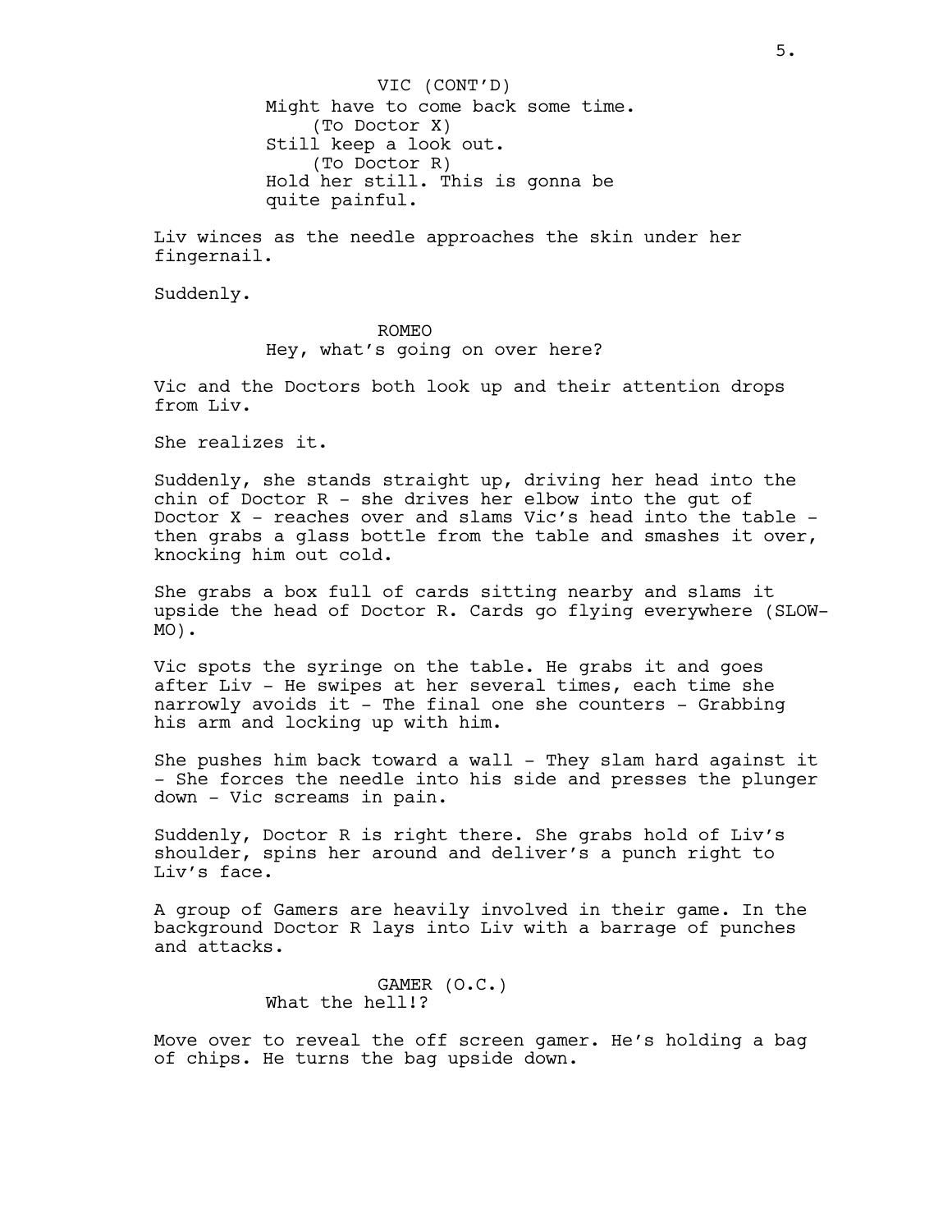VIC (CONT'D)
Might have to come back some time.
(To Doctor X)
Still keep a look out.
(To Doctor R)
Hold her still. This is gonna be quite painful.

Liv winces as the needle approaches the skin under her fingernail.

Suddenly.

ROMEO
Hey, what's going on over here?

Vic and the Doctors both look up and their attention drops from Liv.

She realizes it.

Suddenly, she stands straight up, driving her head into the chin of Doctor R - she drives her elbow into the gut of Doctor X - reaches over and slams Vic's head into the table - then grabs a glass bottle from the table and smashes it over, knocking him out cold.

She grabs a box full of cards sitting nearby and slams it upside the head of Doctor R. Cards go flying everywhere (SLOW-MO).

Vic spots the syringe on the table. He grabs it and goes after Liv - He swipes at her several times, each time she narrowly avoids it - The final one she counters - Grabbing his arm and locking up with him.

She pushes him back toward a wall - They slam hard against it - She forces the needle into his side and presses the plunger down - Vic screams in pain.

Suddenly, Doctor R is right there. She grabs hold of Liv's shoulder, spins her around and deliver's a punch right to Liv's face.

A group of Gamers are heavily involved in their game. In the background Doctor R lays into Liv with a barrage of punches and attacks.

GAMER (O.C.)
What the hell!?

Move over to reveal the off screen gamer. He's holding a bag of chips. He turns the bag upside down.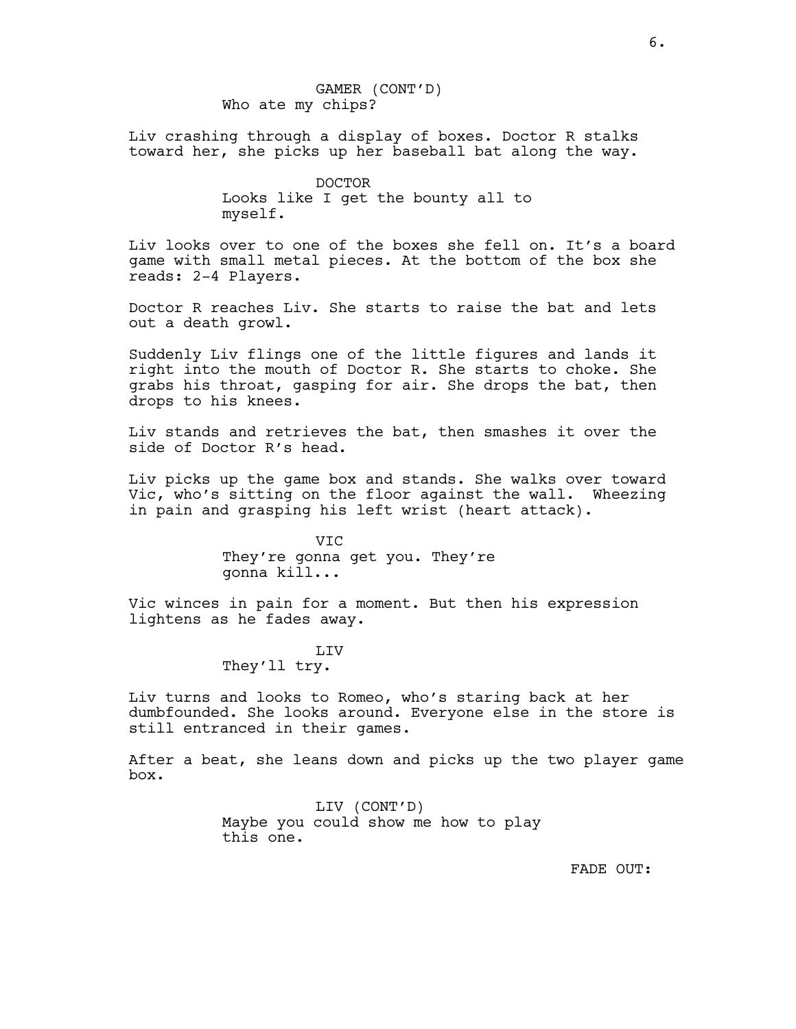GAMER (CONT'D)
Who ate my chips?

Liv crashing through a display of boxes. Doctor R stalks toward her, she picks up her baseball bat along the way.

DOCTOR
Looks like I get the bounty all to myself.

Liv looks over to one of the boxes she fell on. It's a board game with small metal pieces. At the bottom of the box she reads: 2-4 Players.

Doctor R reaches Liv. She starts to raise the bat and lets out a death growl.

Suddenly Liv flings one of the little figures and lands it right into the mouth of Doctor R. She starts to choke. She grabs his throat, gasping for air. She drops the bat, then drops to his knees.

Liv stands and retrieves the bat, then smashes it over the side of Doctor R's head.

Liv picks up the game box and stands. She walks over toward Vic, who's sitting on the floor against the wall.  Wheezing in pain and grasping his left wrist (heart attack).

VIC
They're gonna get you. They're gonna kill...

Vic winces in pain for a moment. But then his expression lightens as he fades away.

LIV
They'll try.

Liv turns and looks to Romeo, who's staring back at her dumbfounded. She looks around. Everyone else in the store is still entranced in their games.

After a beat, she leans down and picks up the two player game box.

LIV (CONT'D)
Maybe you could show me how to play this one.

FADE OUT: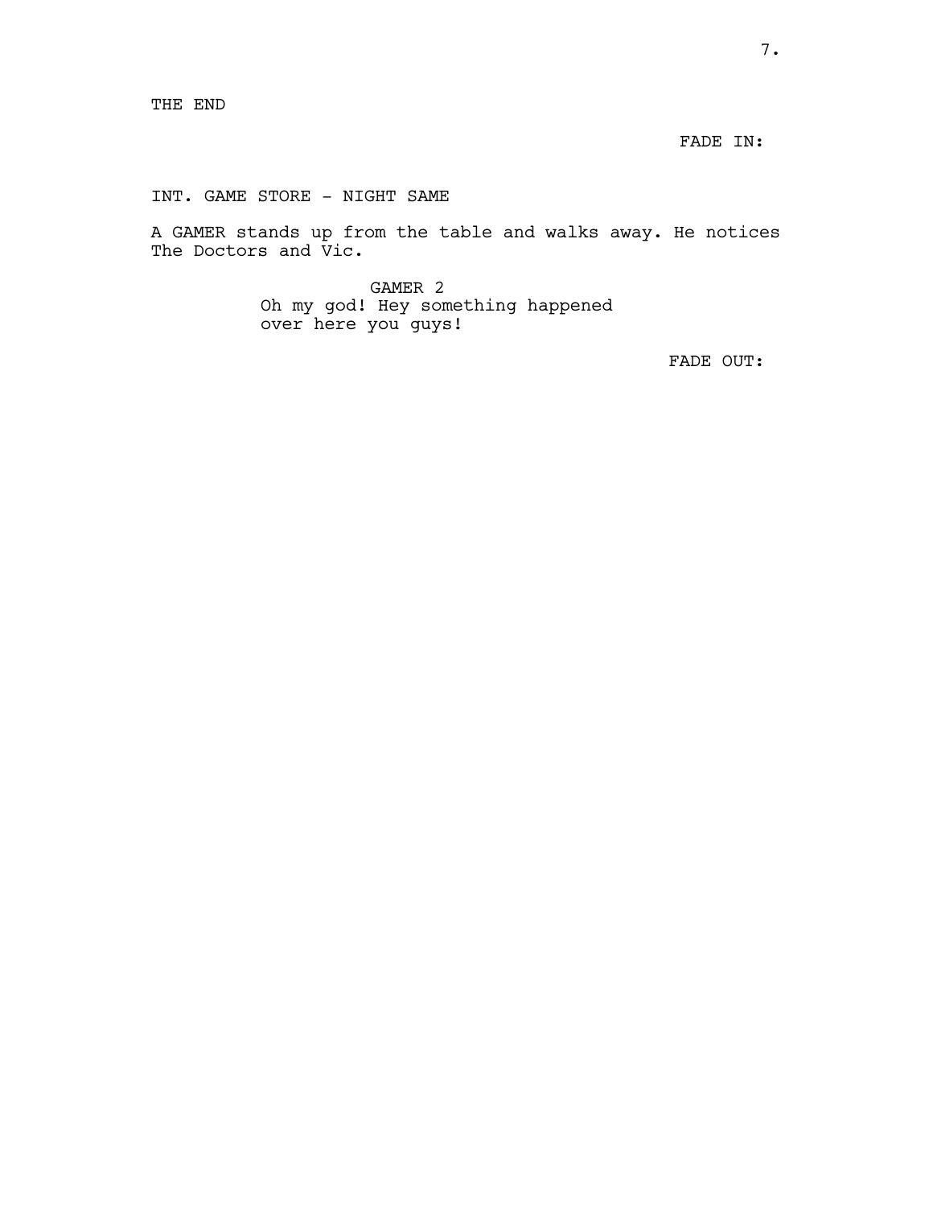THE END

FADE IN:

INT. GAME STORE - NIGHT SAME

A GAMER stands up from the table and walks away. He notices The Doctors and Vic.

GAMER 2
Oh my god! Hey something happened over here you guys!

FADE OUT: